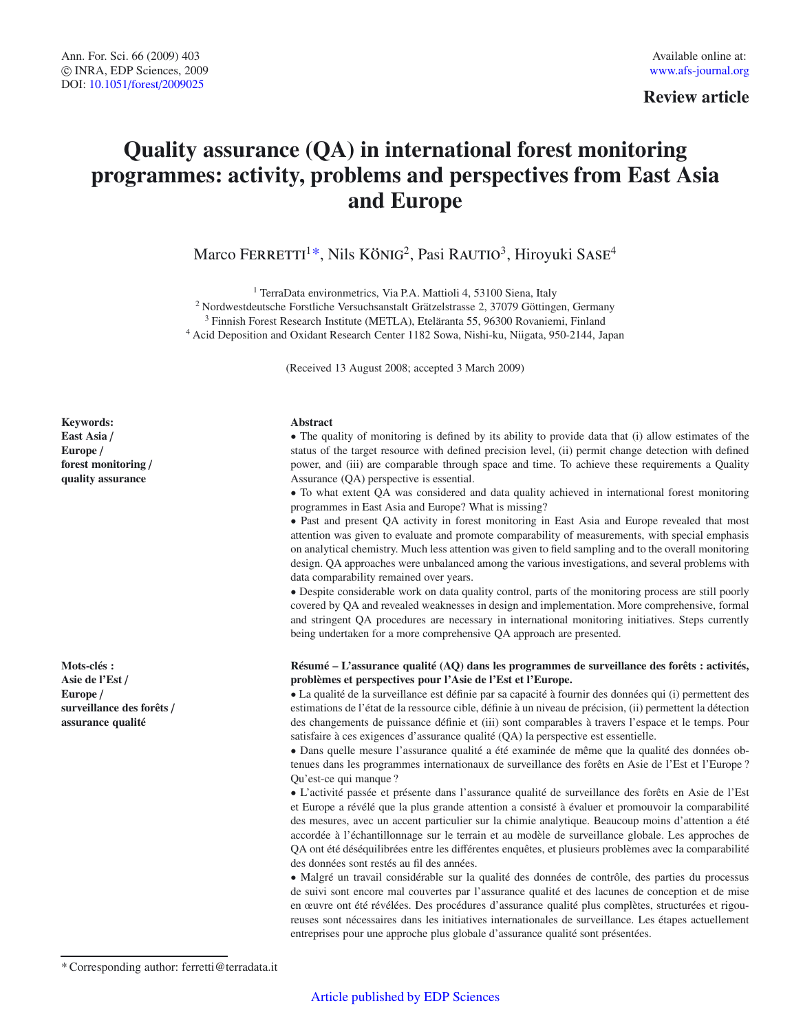Review article

# Quality assurance (QA) in international forest monitoring programmes: activity, problems and perspectives from East Asia and Europe

Marco Ferretti[1]*, Nils König[2], Pasi Rautio[3], Hiroyuki Sase[4]

[1] TerraData environmetrics, Via P.A. Mattioli 4, 53100 Siena, Italy
[2] Nordwestdeutsche Forstliche Versuchsanstalt Grätzelstrasse 2, 37079 Göttingen, Germany
[3] Finnish Forest Research Institute (METLA), Eteläranta 55, 96300 Rovaniemi, Finland
[4] Acid Deposition and Oxidant Research Center 1182 Sowa, Nishi-ku, Niigata, 950-2144, Japan

(Received 13 August 2008; accepted 3 March 2009)

**Keywords:**
**East Asia / Europe / forest monitoring / quality assurance**

**Abstract**

• The quality of monitoring is defined by its ability to provide data that (i) allow estimates of the status of the target resource with defined precision level, (ii) permit change detection with defined power, and (iii) are comparable through space and time. To achieve these requirements a Quality Assurance (QA) perspective is essential.

• To what extent QA was considered and data quality achieved in international forest monitoring programmes in East Asia and Europe? What is missing?

• Past and present QA activity in forest monitoring in East Asia and Europe revealed that most attention was given to evaluate and promote comparability of measurements, with special emphasis on analytical chemistry. Much less attention was given to field sampling and to the overall monitoring design. QA approaches were unbalanced among the various investigations, and several problems with data comparability remained over years.

• Despite considerable work on data quality control, parts of the monitoring process are still poorly covered by QA and revealed weaknesses in design and implementation. More comprehensive, formal and stringent QA procedures are necessary in international monitoring initiatives. Steps currently being undertaken for a more comprehensive QA approach are presented.

**Mots-clés :**
**Asie de l'Est / Europe / surveillance des forêts / assurance qualité**

**Résumé – L'assurance qualité (AQ) dans les programmes de surveillance des forêts : activités, problèmes et perspectives pour l'Asie de l'Est et l'Europe.**

• La qualité de la surveillance est définie par sa capacité à fournir des données qui (i) permettent des estimations de l'état de la ressource cible, définie à un niveau de précision, (ii) permettent la détection des changements de puissance définie et (iii) sont comparables à travers l'espace et le temps. Pour satisfaire à ces exigences d'assurance qualité (QA) la perspective est essentielle.

• Dans quelle mesure l'assurance qualité a été examinée de même que la qualité des données obtenues dans les programmes internationaux de surveillance des forêts en Asie de l'Est et l'Europe ? Qu'est-ce qui manque ?

• L'activité passée et présente dans l'assurance qualité de surveillance des forêts en Asie de l'Est et Europe a révélé que la plus grande attention a consisté à évaluer et promouvoir la comparabilité des mesures, avec un accent particulier sur la chimie analytique. Beaucoup moins d'attention a été accordée à l'échantillonnage sur le terrain et au modèle de surveillance globale. Les approches de QA ont été déséquilibrées entre les différentes enquêtes, et plusieurs problèmes avec la comparabilité des données sont restés au fil des années.

• Malgré un travail considérable sur la qualité des données de contrôle, des parties du processus de suivi sont encore mal couvertes par l'assurance qualité et des lacunes de conception et de mise en œuvre ont été révélées. Des procédures d'assurance qualité plus complètes, structurées et rigoureuses sont nécessaires dans les initiatives internationales de surveillance. Les étapes actuellement entreprises pour une approche plus globale d'assurance qualité sont présentées.

* Corresponding author: ferretti@terradata.it

Article published by EDP Sciences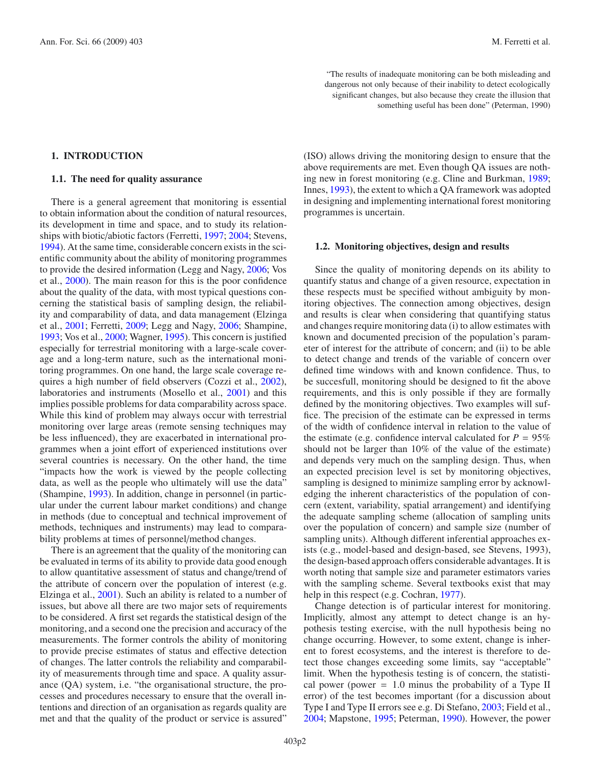"The results of inadequate monitoring can be both misleading and dangerous not only because of their inability to detect ecologically significant changes, but also because they create the illusion that something useful has been done" (Peterman, 1990)

## 1. INTRODUCTION

### 1.1. The need for quality assurance

There is a general agreement that monitoring is essential to obtain information about the condition of natural resources, its development in time and space, and to study its relationships with biotic/abiotic factors (Ferretti, 1997; 2004; Stevens, 1994). At the same time, considerable concern exists in the scientific community about the ability of monitoring programmes to provide the desired information (Legg and Nagy, 2006; Vos et al., 2000). The main reason for this is the poor confidence about the quality of the data, with most typical questions concerning the statistical basis of sampling design, the reliability and comparability of data, and data management (Elzinga et al., 2001; Ferretti, 2009; Legg and Nagy, 2006; Shampine, 1993; Vos et al., 2000; Wagner, 1995). This concern is justified especially for terrestrial monitoring with a large-scale coverage and a long-term nature, such as the international monitoring programmes. On one hand, the large scale coverage requires a high number of field observers (Cozzi et al., 2002), laboratories and instruments (Mosello et al., 2001) and this implies possible problems for data comparability across space. While this kind of problem may always occur with terrestrial monitoring over large areas (remote sensing techniques may be less influenced), they are exacerbated in international programmes when a joint effort of experienced institutions over several countries is necessary. On the other hand, the time "impacts how the work is viewed by the people collecting data, as well as the people who ultimately will use the data" (Shampine, 1993). In addition, change in personnel (in particular under the current labour market conditions) and change in methods (due to conceptual and technical improvement of methods, techniques and instruments) may lead to comparability problems at times of personnel/method changes.

There is an agreement that the quality of the monitoring can be evaluated in terms of its ability to provide data good enough to allow quantitative assessment of status and change/trend of the attribute of concern over the population of interest (e.g. Elzinga et al., 2001). Such an ability is related to a number of issues, but above all there are two major sets of requirements to be considered. A first set regards the statistical design of the monitoring, and a second one the precision and accuracy of the measurements. The former controls the ability of monitoring to provide precise estimates of status and effective detection of changes. The latter controls the reliability and comparability of measurements through time and space. A quality assurance (QA) system, i.e. "the organisational structure, the processes and procedures necessary to ensure that the overall intentions and direction of an organisation as regards quality are met and that the quality of the product or service is assured" (ISO) allows driving the monitoring design to ensure that the above requirements are met. Even though QA issues are nothing new in forest monitoring (e.g. Cline and Burkman, 1989; Innes, 1993), the extent to which a QA framework was adopted in designing and implementing international forest monitoring programmes is uncertain.

### 1.2. Monitoring objectives, design and results

Since the quality of monitoring depends on its ability to quantify status and change of a given resource, expectation in these respects must be specified without ambiguity by monitoring objectives. The connection among objectives, design and results is clear when considering that quantifying status and changes require monitoring data (i) to allow estimates with known and documented precision of the population's parameter of interest for the attribute of concern; and (ii) to be able to detect change and trends of the variable of concern over defined time windows with and known confidence. Thus, to be succesfull, monitoring should be designed to fit the above requirements, and this is only possible if they are formally defined by the monitoring objectives. Two examples will suffice. The precision of the estimate can be expressed in terms of the width of confidence interval in relation to the value of the estimate (e.g. confidence interval calculated for $P = 95\%$ should not be larger than 10% of the value of the estimate) and depends very much on the sampling design. Thus, when an expected precision level is set by monitoring objectives, sampling is designed to minimize sampling error by acknowledging the inherent characteristics of the population of concern (extent, variability, spatial arrangement) and identifying the adequate sampling scheme (allocation of sampling units over the population of concern) and sample size (number of sampling units). Although different inferential approaches exists (e.g., model-based and design-based, see Stevens, 1993), the design-based approach offers considerable advantages. It is worth noting that sample size and parameter estimators varies with the sampling scheme. Several textbooks exist that may help in this respect (e.g. Cochran, 1977).

Change detection is of particular interest for monitoring. Implicitly, almost any attempt to detect change is an hypothesis testing exercise, with the null hypothesis being no change occurring. However, to some extent, change is inherent to forest ecosystems, and the interest is therefore to detect those changes exceeding some limits, say "acceptable" limit. When the hypothesis testing is of concern, the statistical power (power = 1.0 minus the probability of a Type II error) of the test becomes important (for a discussion about Type I and Type II errors see e.g. Di Stefano, 2003; Field et al., 2004; Mapstone, 1995; Peterman, 1990). However, the power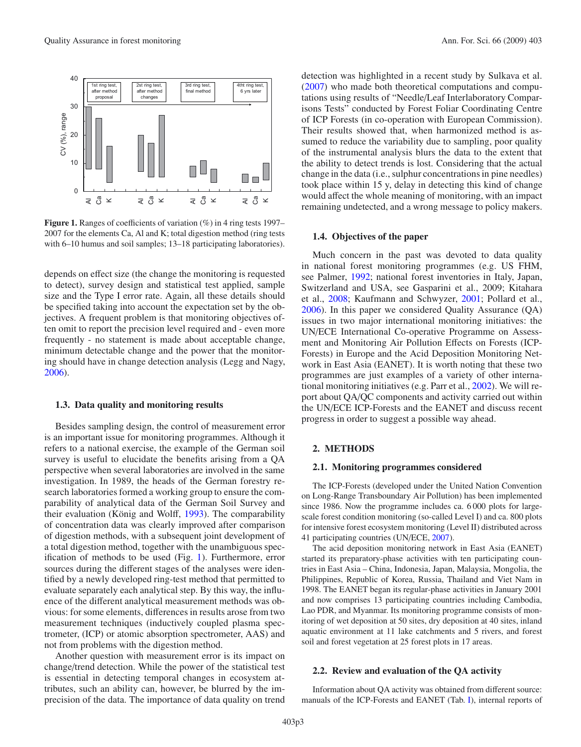Figure 1. Ranges of coefficients of variation (%) in 4 ring tests 1997–2007 for the elements Ca, Al and K; total digestion method (ring tests with 6–10 humus and soil samples; 13–18 participating laboratories).

depends on effect size (the change the monitoring is requested to detect), survey design and statistical test applied, sample size and the Type I error rate. Again, all these details should be specified taking into account the expectation set by the objectives. A frequent problem is that monitoring objectives often omit to report the precision level required and - even more frequently - no statement is made about acceptable change, minimum detectable change and the power that the monitoring should have in change detection analysis (Legg and Nagy, 2006).

### 1.3. Data quality and monitoring results

Besides sampling design, the control of measurement error is an important issue for monitoring programmes. Although it refers to a national exercise, the example of the German soil survey is useful to elucidate the benefits arising from a QA perspective when several laboratories are involved in the same investigation. In 1989, the heads of the German forestry research laboratories formed a working group to ensure the comparability of analytical data of the German Soil Survey and their evaluation (König and Wolff, 1993). The comparability of concentration data was clearly improved after comparison of digestion methods, with a subsequent joint development of a total digestion method, together with the unambiguous specification of methods to be used (Fig. 1). Furthermore, error sources during the different stages of the analyses were identified by a newly developed ring-test method that permitted to evaluate separately each analytical step. By this way, the influence of the different analytical measurement methods was obvious: for some elements, differences in results arose from two measurement techniques (inductively coupled plasma spectrometer, (ICP) or atomic absorption spectrometer, AAS) and not from problems with the digestion method.

Another question with measurement error is its impact on change/trend detection. While the power of the statistical test is essential in detecting temporal changes in ecosystem attributes, such an ability can, however, be blurred by the imprecision of the data. The importance of data quality on trend detection was highlighted in a recent study by Sulkava et al. (2007) who made both theoretical computations and computations using results of "Needle/Leaf Interlaboratory Comparisons Tests" conducted by Forest Foliar Coordinating Centre of ICP Forests (in co-operation with European Commission). Their results showed that, when harmonized method is assumed to reduce the variability due to sampling, poor quality of the instrumental analysis blurs the data to the extent that the ability to detect trends is lost. Considering that the actual change in the data (i.e., sulphur concentrations in pine needles) took place within 15 y, delay in detecting this kind of change would affect the whole meaning of monitoring, with an impact remaining undetected, and a wrong message to policy makers.

### 1.4. Objectives of the paper

Much concern in the past was devoted to data quality in national forest monitoring programmes (e.g. US FHM, see Palmer, 1992; national forest inventories in Italy, Japan, Switzerland and USA, see Gasparini et al., 2009; Kitahara et al., 2008; Kaufmann and Schwyzer, 2001; Pollard et al., 2006). In this paper we considered Quality Assurance (QA) issues in two major international monitoring initiatives: the UN/ECE International Co-operative Programme on Assessment and Monitoring Air Pollution Effects on Forests (ICP-Forests) in Europe and the Acid Deposition Monitoring Network in East Asia (EANET). It is worth noting that these two programmes are just examples of a variety of other international monitoring initiatives (e.g. Parr et al., 2002). We will report about QA/QC components and activity carried out within the UN/ECE ICP-Forests and the EANET and discuss recent progress in order to suggest a possible way ahead.

## 2. METHODS

### 2.1. Monitoring programmes considered

The ICP-Forests (developed under the United Nation Convention on Long-Range Transboundary Air Pollution) has been implemented since 1986. Now the programme includes ca. 6 000 plots for large-scale forest condition monitoring (so-called Level I) and ca. 800 plots for intensive forest ecosystem monitoring (Level II) distributed across 41 participating countries (UN/ECE, 2007).

The acid deposition monitoring network in East Asia (EANET) started its preparatory-phase activities with ten participating countries in East Asia – China, Indonesia, Japan, Malaysia, Mongolia, the Philippines, Republic of Korea, Russia, Thailand and Viet Nam in 1998. The EANET began its regular-phase activities in January 2001 and now comprises 13 participating countries including Cambodia, Lao PDR, and Myanmar. Its monitoring programme consists of monitoring of wet deposition at 50 sites, dry deposition at 40 sites, inland aquatic environment at 11 lake catchments and 5 rivers, and forest soil and forest vegetation at 25 forest plots in 17 areas.

### 2.2. Review and evaluation of the QA activity

Information about QA activity was obtained from different source: manuals of the ICP-Forests and EANET (Tab. I), internal reports of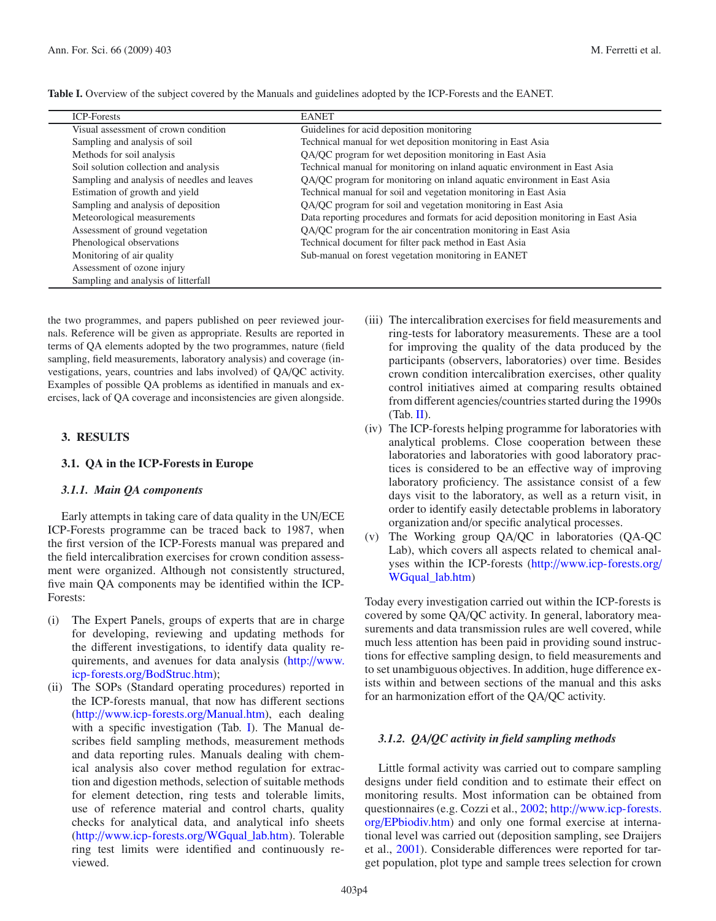**Table I.** Overview of the subject covered by the Manuals and guidelines adopted by the ICP-Forests and the EANET.

| ICP-Forests | EANET |
|---|---|
| Visual assessment of crown condition | Guidelines for acid deposition monitoring |
| Sampling and analysis of soil | Technical manual for wet deposition monitoring in East Asia |
| Methods for soil analysis | QA/QC program for wet deposition monitoring in East Asia |
| Soil solution collection and analysis | Technical manual for monitoring on inland aquatic environment in East Asia |
| Sampling and analysis of needles and leaves | QA/QC program for monitoring on inland aquatic environment in East Asia |
| Estimation of growth and yield | Technical manual for soil and vegetation monitoring in East Asia |
| Sampling and analysis of deposition | QA/QC program for soil and vegetation monitoring in East Asia |
| Meteorological measurements | Data reporting procedures and formats for acid deposition monitoring in East Asia |
| Assessment of ground vegetation | QA/QC program for the air concentration monitoring in East Asia |
| Phenological observations | Technical document for filter pack method in East Asia |
| Monitoring of air quality | Sub-manual on forest vegetation monitoring in EANET |
| Assessment of ozone injury | |
| Sampling and analysis of litterfall | |

the two programmes, and papers published on peer reviewed journals. Reference will be given as appropriate. Results are reported in terms of QA elements adopted by the two programmes, nature (field sampling, field measurements, laboratory analysis) and coverage (investigations, years, countries and labs involved) of QA/QC activity. Examples of possible QA problems as identified in manuals and exercises, lack of QA coverage and inconsistencies are given alongside.

## 3. RESULTS

### 3.1. QA in the ICP-Forests in Europe

#### *3.1.1. Main QA components*

Early attempts in taking care of data quality in the UN/ECE ICP-Forests programme can be traced back to 1987, when the first version of the ICP-Forests manual was prepared and the field intercalibration exercises for crown condition assessment were organized. Although not consistently structured, five main QA components may be identified within the ICP-Forests:

(i) The Expert Panels, groups of experts that are in charge for developing, reviewing and updating methods for the different investigations, to identify data quality requirements, and avenues for data analysis (http://www.icp-forests.org/BodStruc.htm);

(ii) The SOPs (Standard operating procedures) reported in the ICP-forests manual, that now has different sections (http://www.icp-forests.org/Manual.htm), each dealing with a specific investigation (Tab. I). The Manual describes field sampling methods, measurement methods and data reporting rules. Manuals dealing with chemical analysis also cover method regulation for extraction and digestion methods, selection of suitable methods for element detection, ring tests and tolerable limits, use of reference material and control charts, quality checks for analytical data, and analytical info sheets (http://www.icp-forests.org/WGqual_lab.htm). Tolerable ring test limits were identified and continuously reviewed.

(iii) The intercalibration exercises for field measurements and ring-tests for laboratory measurements. These are a tool for improving the quality of the data produced by the participants (observers, laboratories) over time. Besides crown condition intercalibration exercises, other quality control initiatives aimed at comparing results obtained from different agencies/countries started during the 1990s (Tab. II).

(iv) The ICP-forests helping programme for laboratories with analytical problems. Close cooperation between these laboratories and laboratories with good laboratory practices is considered to be an effective way of improving laboratory proficiency. The assistance consist of a few days visit to the laboratory, as well as a return visit, in order to identify easily detectable problems in laboratory organization and/or specific analytical processes.

(v) The Working group QA/QC in laboratories (QA-QC Lab), which covers all aspects related to chemical analyses within the ICP-forests (http://www.icp-forests.org/WGqual_lab.htm)

Today every investigation carried out within the ICP-forests is covered by some QA/QC activity. In general, laboratory measurements and data transmission rules are well covered, while much less attention has been paid in providing sound instructions for effective sampling design, to field measurements and to set unambiguous objectives. In addition, huge difference exists within and between sections of the manual and this asks for an harmonization effort of the QA/QC activity.

#### *3.1.2. QA/QC activity in field sampling methods*

Little formal activity was carried out to compare sampling designs under field condition and to estimate their effect on monitoring results. Most information can be obtained from questionnaires (e.g. Cozzi et al., 2002; http://www.icp-forests.org/EPbiodiv.htm) and only one formal exercise at international level was carried out (deposition sampling, see Draijers et al., 2001). Considerable differences were reported for target population, plot type and sample trees selection for crown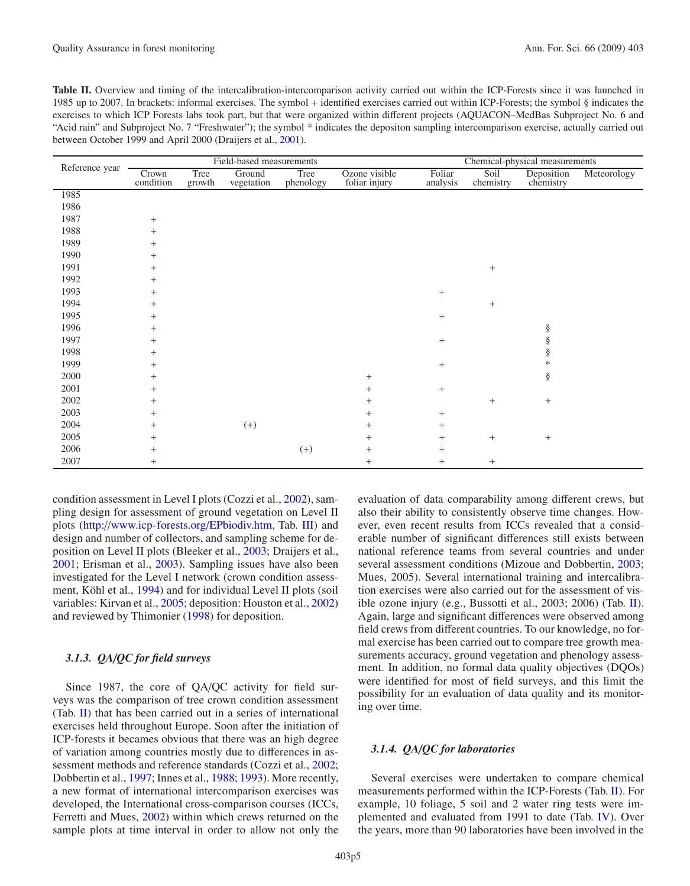**Table II.** Overview and timing of the intercalibration-intercomparison activity carried out within the ICP-Forests since it was launched in 1985 up to 2007. In brackets: informal exercises. The symbol + identified exercises carried out within ICP-Forests; the symbol § indicates the exercises to which ICP Forests labs took part, but that were organized within different projects (AQUACON–MedBas Subproject No. 6 and "Acid rain" and Subproject No. 7 "Freshwater"); the symbol * indicates the depositon sampling intercomparison exercise, actually carried out between October 1999 and April 2000 (Draijers et al., 2001).

| Reference year | Field-based measurements | | | | | Chemical-physical measurements | | | |
|---|---|---|---|---|---|---|---|---|---|
| | Crown condition | Tree growth | Ground vegetation | Tree phenology | Ozone visible foliar injury | Foliar analysis | Soil chemistry | Deposition chemistry | Meteorology |
| 1985 | | | | | | | | | |
| 1986 | | | | | | | | | |
| 1987 | + | | | | | | | | |
| 1988 | + | | | | | | | | |
| 1989 | + | | | | | | | | |
| 1990 | + | | | | | | | | |
| 1991 | + | | | | | | + | | |
| 1992 | + | | | | | | | | |
| 1993 | + | | | | | + | | | |
| 1994 | + | | | | | | + | | |
| 1995 | + | | | | | + | | | |
| 1996 | + | | | | | | | § | |
| 1997 | + | | | | | + | | § | |
| 1998 | + | | | | | | | § | |
| 1999 | + | | | | | + | | * | |
| 2000 | + | | | | + | | | § | |
| 2001 | + | | | | + | + | | | |
| 2002 | + | | | | + | | + | + | |
| 2003 | + | | | | + | + | | | |
| 2004 | + | | (+) | | + | + | | | |
| 2005 | + | | | | + | + | + | + | |
| 2006 | + | | | (+) | + | + | | | |
| 2007 | + | | | | + | + | + | | |

condition assessment in Level I plots (Cozzi et al., 2002), sampling design for assessment of ground vegetation on Level II plots (http://www.icp-forests.org/EPbiodiv.htm, Tab. III) and design and number of collectors, and sampling scheme for deposition on Level II plots (Bleeker et al., 2003; Draijers et al., 2001; Erisman et al., 2003). Sampling issues have also been investigated for the Level I network (crown condition assessment, Köhl et al., 1994) and for individual Level II plots (soil variables: Kirvan et al., 2005; deposition: Houston et al., 2002) and reviewed by Thimonier (1998) for deposition.

#### 3.1.3. QA/QC for field surveys

Since 1987, the core of QA/QC activity for field surveys was the comparison of tree crown condition assessment (Tab. II) that has been carried out in a series of international exercises held throughout Europe. Soon after the initiation of ICP-forests it becames obvious that there was an high degree of variation among countries mostly due to differences in assessment methods and reference standards (Cozzi et al., 2002; Dobbertin et al., 1997; Innes et al., 1988; 1993). More recently, a new format of international intercomparison exercises was developed, the International cross-comparison courses (ICCs, Ferretti and Mues, 2002) within which crews returned on the sample plots at time interval in order to allow not only the evaluation of data comparability among different crews, but also their ability to consistently observe time changes. However, even recent results from ICCs revealed that a considerable number of significant differences still exists between national reference teams from several countries and under several assessment conditions (Mizoue and Dobbertin, 2003; Mues, 2005). Several international training and intercalibration exercises were also carried out for the assessment of visible ozone injury (e.g., Bussotti et al., 2003; 2006) (Tab. II). Again, large and significant differences were observed among field crews from different countries. To our knowledge, no formal exercise has been carried out to compare tree growth measurements accuracy, ground vegetation and phenology assessment. In addition, no formal data quality objectives (DQOs) were identified for most of field surveys, and this limit the possibility for an evaluation of data quality and its monitoring over time.

#### 3.1.4. QA/QC for laboratories

Several exercises were undertaken to compare chemical measurements performed within the ICP-Forests (Tab. II). For example, 10 foliage, 5 soil and 2 water ring tests were implemented and evaluated from 1991 to date (Tab. IV). Over the years, more than 90 laboratories have been involved in the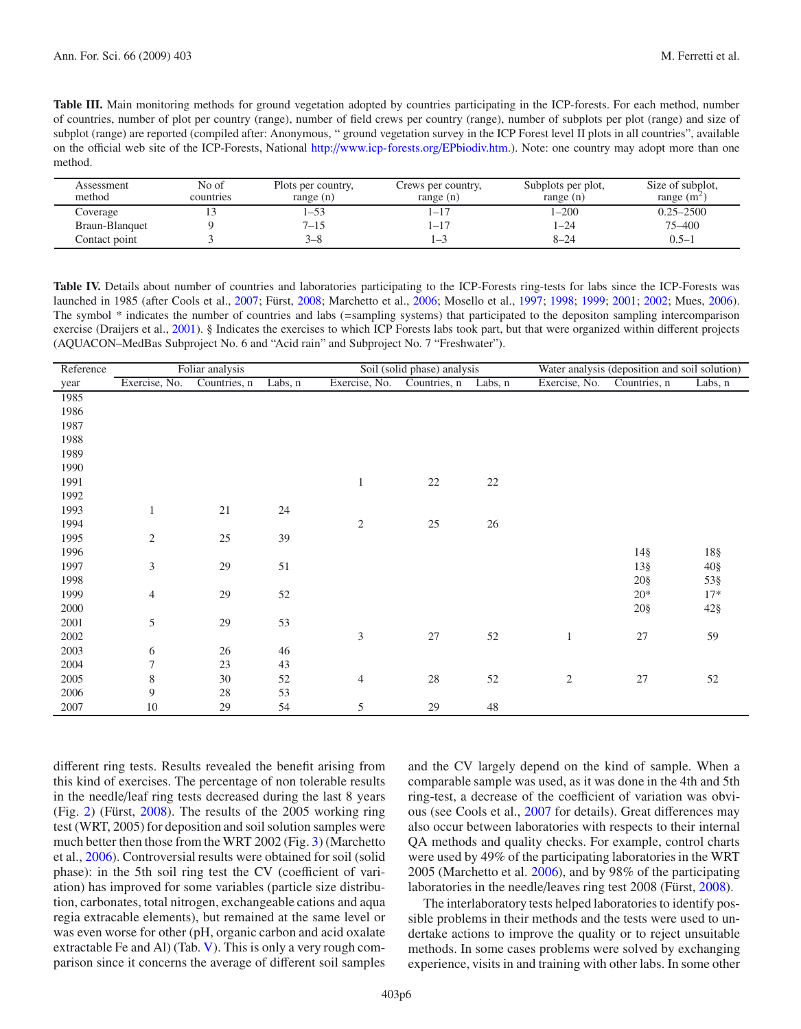**Table III.** Main monitoring methods for ground vegetation adopted by countries participating in the ICP-forests. For each method, number of countries, number of plot per country (range), number of field crews per country (range), number of subplots per plot (range) and size of subplot (range) are reported (compiled after: Anonymous, " ground vegetation survey in the ICP Forest level II plots in all countries", available on the official web site of the ICP-Forests, National http://www.icp-forests.org/EPbiodiv.htm.). Note: one country may adopt more than one method.

| Assessment method | No of countries | Plots per country, range (n) | Crews per country, range (n) | Subplots per plot, range (n) | Size of subplot, range ($m^2$) |
|---|---|---|---|---|---|
| Coverage | 13 | 1–53 | 1–17 | 1–200 | 0.25–2500 |
| Braun-Blanquet | 9 | 7–15 | 1–17 | 1–24 | 75–400 |
| Contact point | 3 | 3–8 | 1–3 | 8–24 | 0.5–1 |

**Table IV.** Details about number of countries and laboratories participating to the ICP-Forests ring-tests for labs since the ICP-Forests was launched in 1985 (after Cools et al., 2007; Fürst, 2008; Marchetto et al., 2006; Mosello et al., 1997; 1998; 1999; 2001; 2002; Mues, 2006). The symbol * indicates the number of countries and labs (=sampling systems) that participated to the depositon sampling intercomparison exercise (Draijers et al., 2001). § Indicates the exercises to which ICP Forests labs took part, but that were organized within different projects (AQUACON–MedBas Subproject No. 6 and "Acid rain" and Subproject No. 7 "Freshwater").

| Reference | Foliar analysis | | | Soil (solid phase) analysis | | | Water analysis (deposition and soil solution) | | |
|---|---|---|---|---|---|---|---|---|---|
| year | Exercise, No. | Countries, n | Labs, n | Exercise, No. | Countries, n | Labs, n | Exercise, No. | Countries, n | Labs, n |
| 1985 | | | | | | | | | |
| 1986 | | | | | | | | | |
| 1987 | | | | | | | | | |
| 1988 | | | | | | | | | |
| 1989 | | | | | | | | | |
| 1990 | | | | | | | | | |
| 1991 | | | | 1 | 22 | 22 | | | |
| 1992 | | | | | | | | | |
| 1993 | 1 | 21 | 24 | | | | | | |
| 1994 | | | | 2 | 25 | 26 | | | |
| 1995 | 2 | 25 | 39 | | | | | | |
| 1996 | | | | | | | | 14§ | 18§ |
| 1997 | 3 | 29 | 51 | | | | | 13§ | 40§ |
| 1998 | | | | | | | | 20§ | 53§ |
| 1999 | 4 | 29 | 52 | | | | | 20* | 17* |
| 2000 | | | | | | | | 20§ | 42§ |
| 2001 | 5 | 29 | 53 | | | | | | |
| 2002 | | | | 3 | 27 | 52 | 1 | 27 | 59 |
| 2003 | 6 | 26 | 46 | | | | | | |
| 2004 | 7 | 23 | 43 | | | | | | |
| 2005 | 8 | 30 | 52 | 4 | 28 | 52 | 2 | 27 | 52 |
| 2006 | 9 | 28 | 53 | | | | | | |
| 2007 | 10 | 29 | 54 | 5 | 29 | 48 | | | |

different ring tests. Results revealed the benefit arising from this kind of exercises. The percentage of non tolerable results in the needle/leaf ring tests decreased during the last 8 years (Fig. 2) (Fürst, 2008). The results of the 2005 working ring test (WRT, 2005) for deposition and soil solution samples were much better then those from the WRT 2002 (Fig. 3) (Marchetto et al., 2006). Controversial results were obtained for soil (solid phase): in the 5th soil ring test the CV (coefficient of variation) has improved for some variables (particle size distribution, carbonates, total nitrogen, exchangeable cations and aqua regia extracable elements), but remained at the same level or was even worse for other (pH, organic carbon and acid oxalate extractable Fe and Al) (Tab. V). This is only a very rough comparison since it concerns the average of different soil samples and the CV largely depend on the kind of sample. When a comparable sample was used, as it was done in the 4th and 5th ring-test, a decrease of the coefficient of variation was obvious (see Cools et al., 2007 for details). Great differences may also occur between laboratories with respects to their internal QA methods and quality checks. For example, control charts were used by 49% of the participating laboratories in the WRT 2005 (Marchetto et al. 2006), and by 98% of the participating laboratories in the needle/leaves ring test 2008 (Fürst, 2008).

The interlaboratory tests helped laboratories to identify possible problems in their methods and the tests were used to undertake actions to improve the quality or to reject unsuitable methods. In some cases problems were solved by exchanging experience, visits in and training with other labs. In some other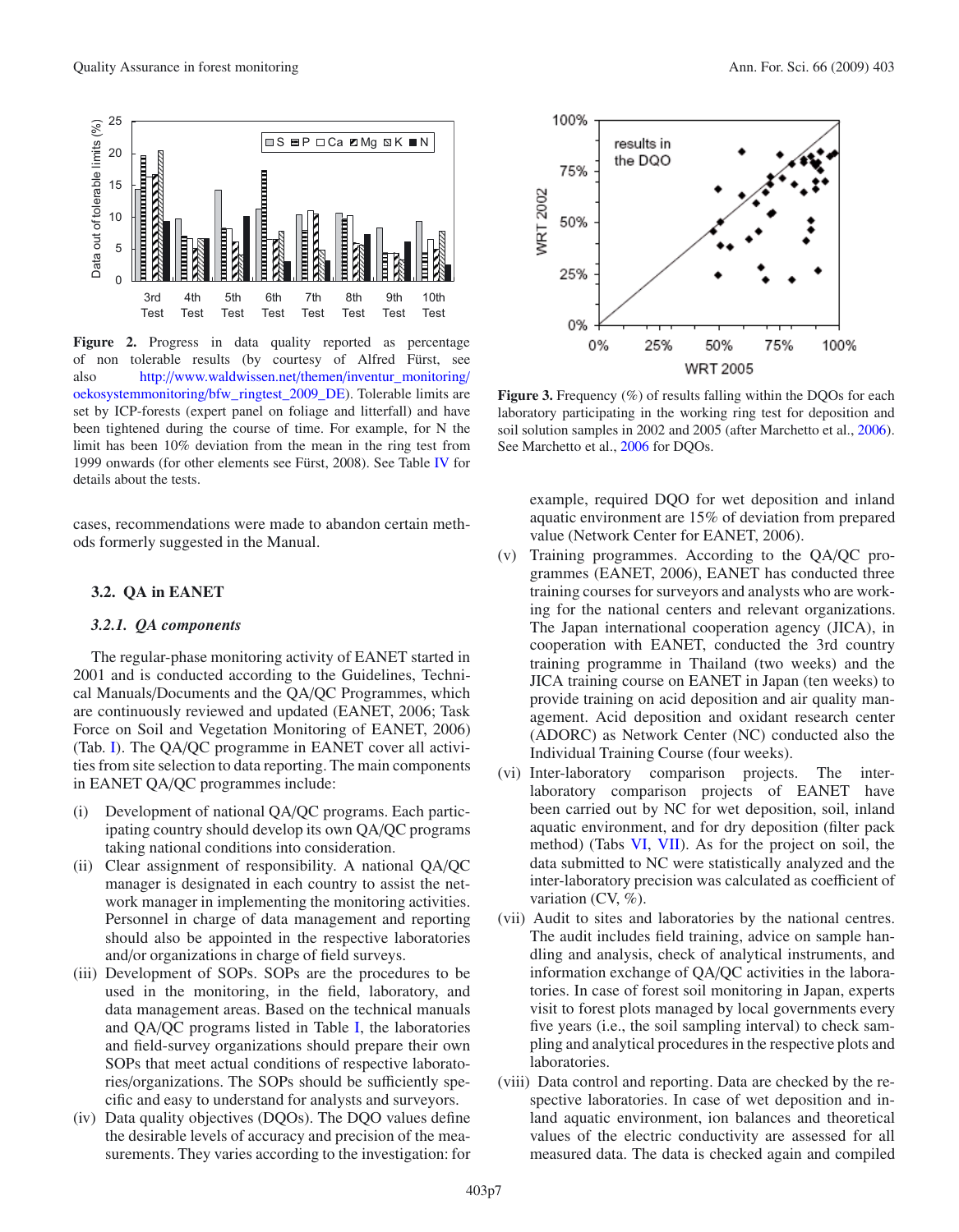Figure 2. Progress in data quality reported as percentage of non tolerable results (by courtesy of Alfred Fürst, see also http://www.waldwissen.net/themen/inventur_monitoring/oekosystemmonitoring/bfw_ringtest_2009_DE). Tolerable limits are set by ICP-forests (expert panel on foliage and litterfall) and have been tightened during the course of time. For example, for N the limit has been 10% deviation from the mean in the ring test from 1999 onwards (for other elements see Fürst, 2008). See Table IV for details about the tests.

Figure 3. Frequency (%) of results falling within the DQOs for each laboratory participating in the working ring test for deposition and soil solution samples in 2002 and 2005 (after Marchetto et al., 2006). See Marchetto et al., 2006 for DQOs.

cases, recommendations were made to abandon certain methods formerly suggested in the Manual.

## 3.2. QA in EANET

### 3.2.1. *QA components*

The regular-phase monitoring activity of EANET started in 2001 and is conducted according to the Guidelines, Technical Manuals/Documents and the QA/QC Programmes, which are continuously reviewed and updated (EANET, 2006; Task Force on Soil and Vegetation Monitoring of EANET, 2006) (Tab. I). The QA/QC programme in EANET cover all activities from site selection to data reporting. The main components in EANET QA/QC programmes include:

(i) Development of national QA/QC programs. Each participating country should develop its own QA/QC programs taking national conditions into consideration.

(ii) Clear assignment of responsibility. A national QA/QC manager is designated in each country to assist the network manager in implementing the monitoring activities. Personnel in charge of data management and reporting should also be appointed in the respective laboratories and/or organizations in charge of field surveys.

(iii) Development of SOPs. SOPs are the procedures to be used in the monitoring, in the field, laboratory, and data management areas. Based on the technical manuals and QA/QC programs listed in Table I, the laboratories and field-survey organizations should prepare their own SOPs that meet actual conditions of respective laboratories/organizations. The SOPs should be sufficiently specific and easy to understand for analysts and surveyors.

(iv) Data quality objectives (DQOs). The DQO values define the desirable levels of accuracy and precision of the measurements. They varies according to the investigation: for example, required DQO for wet deposition and inland aquatic environment are 15% of deviation from prepared value (Network Center for EANET, 2006).

(v) Training programmes. According to the QA/QC programmes (EANET, 2006), EANET has conducted three training courses for surveyors and analysts who are working for the national centers and relevant organizations. The Japan international cooperation agency (JICA), in cooperation with EANET, conducted the 3rd country training programme in Thailand (two weeks) and the JICA training course on EANET in Japan (ten weeks) to provide training on acid deposition and air quality management. Acid deposition and oxidant research center (ADORC) as Network Center (NC) conducted also the Individual Training Course (four weeks).

(vi) Inter-laboratory comparison projects. The inter-laboratory comparison projects of EANET have been carried out by NC for wet deposition, soil, inland aquatic environment, and for dry deposition (filter pack method) (Tabs VI, VII). As for the project on soil, the data submitted to NC were statistically analyzed and the inter-laboratory precision was calculated as coefficient of variation (CV, %).

(vii) Audit to sites and laboratories by the national centres. The audit includes field training, advice on sample handling and analysis, check of analytical instruments, and information exchange of QA/QC activities in the laboratories. In case of forest soil monitoring in Japan, experts visit to forest plots managed by local governments every five years (i.e., the soil sampling interval) to check sampling and analytical procedures in the respective plots and laboratories.

(viii) Data control and reporting. Data are checked by the respective laboratories. In case of wet deposition and inland aquatic environment, ion balances and theoretical values of the electric conductivity are assessed for all measured data. The data is checked again and compiled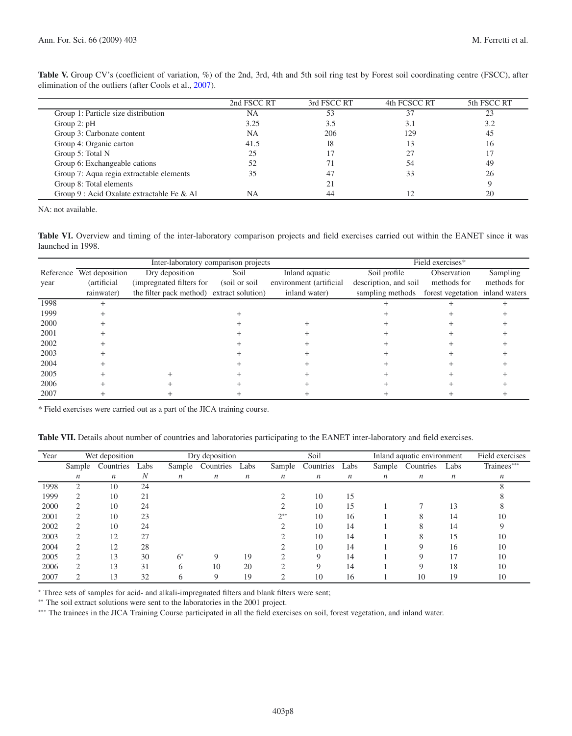**Table V.** Group CV's (coefficient of variation, %) of the 2nd, 3rd, 4th and 5th soil ring test by Forest soil coordinating centre (FSCC), after elimination of the outliers (after Cools et al., 2007).

| | 2nd FSCC RT | 3rd FSCC RT | 4th FCSCC RT | 5th FSCC RT |
|---|---|---|---|---|
| Group 1: Particle size distribution | NA | 53 | 37 | 23 |
| Group 2: pH | 3.25 | 3.5 | 3.1 | 3.2 |
| Group 3: Carbonate content | NA | 206 | 129 | 45 |
| Group 4: Organic carton | 41.5 | 18 | 13 | 16 |
| Group 5: Total N | 25 | 17 | 27 | 17 |
| Group 6: Exchangeable cations | 52 | 71 | 54 | 49 |
| Group 7: Aqua regia extractable elements | 35 | 47 | 33 | 26 |
| Group 8: Total elements | | 21 | | 9 |
| Group 9 : Acid Oxalate extractable Fe & Al | NA | 44 | 12 | 20 |

NA: not available.

**Table VI.** Overview and timing of the inter-laboratory comparison projects and field exercises carried out within the EANET since it was launched in 1998.

| | Inter-laboratory comparison projects | | | | Field exercises* | | |
|---|---|---|---|---|---|---|---|
| Reference year | Wet deposition (artificial rainwater) | Dry deposition (impregnated filters for the filter pack method) | Soil (soil or soil extract solution) | Inland aquatic environment (artificial inland water) | Soil profile description, and soil sampling methods | Observation methods for forest vegetation | Sampling methods for inland waters |
| 1998 | + | | | | + | + | + |
| 1999 | + | | + | | + | + | + |
| 2000 | + | | + | + | + | + | + |
| 2001 | + | | + | + | + | + | + |
| 2002 | + | | + | + | + | + | + |
| 2003 | + | | + | + | + | + | + |
| 2004 | + | | + | + | + | + | + |
| 2005 | + | + | + | + | + | + | + |
| 2006 | + | + | + | + | + | + | + |
| 2007 | + | + | + | + | + | + | + |

\* Field exercises were carried out as a part of the JICA training course.

**Table VII.** Details about number of countries and laboratories participating to the EANET inter-laboratory and field exercises.

| Year | Wet deposition | | | Dry deposition | | | Soil | | | Inland aquatic environment | | | Field exercises |
|---|---|---|---|---|---|---|---|---|---|---|---|---|---|
| | Sample | Countries | Labs | Sample | Countries | Labs | Sample | Countries | Labs | Sample | Countries | Labs | Trainees*** |
| | $n$ | $n$ | $N$ | $n$ | $n$ | $n$ | $n$ | $n$ | $n$ | $n$ | $n$ | $n$ | $n$ |
| 1998 | 2 | 10 | 24 | | | | | | | | | | 8 |
| 1999 | 2 | 10 | 21 | | | | 2 | 10 | 15 | | | | 8 |
| 2000 | 2 | 10 | 24 | | | | 2 | 10 | 15 | 1 | 7 | 13 | 8 |
| 2001 | 2 | 10 | 23 | | | | 2** | 10 | 16 | 1 | 8 | 14 | 10 |
| 2002 | 2 | 10 | 24 | | | | 2 | 10 | 14 | 1 | 8 | 14 | 9 |
| 2003 | 2 | 12 | 27 | | | | 2 | 10 | 14 | 1 | 8 | 15 | 10 |
| 2004 | 2 | 12 | 28 | | | | 2 | 10 | 14 | 1 | 9 | 16 | 10 |
| 2005 | 2 | 13 | 30 | 6* | 9 | 19 | 2 | 9 | 14 | 1 | 9 | 17 | 10 |
| 2006 | 2 | 13 | 31 | 6 | 10 | 20 | 2 | 9 | 14 | 1 | 9 | 18 | 10 |
| 2007 | 2 | 13 | 32 | 6 | 9 | 19 | 2 | 10 | 16 | 1 | 10 | 19 | 10 |

\* Three sets of samples for acid- and alkali-impregnated filters and blank filters were sent;

\*\* The soil extract solutions were sent to the laboratories in the 2001 project.

\*\*\* The trainees in the JICA Training Course participated in all the field exercises on soil, forest vegetation, and inland water.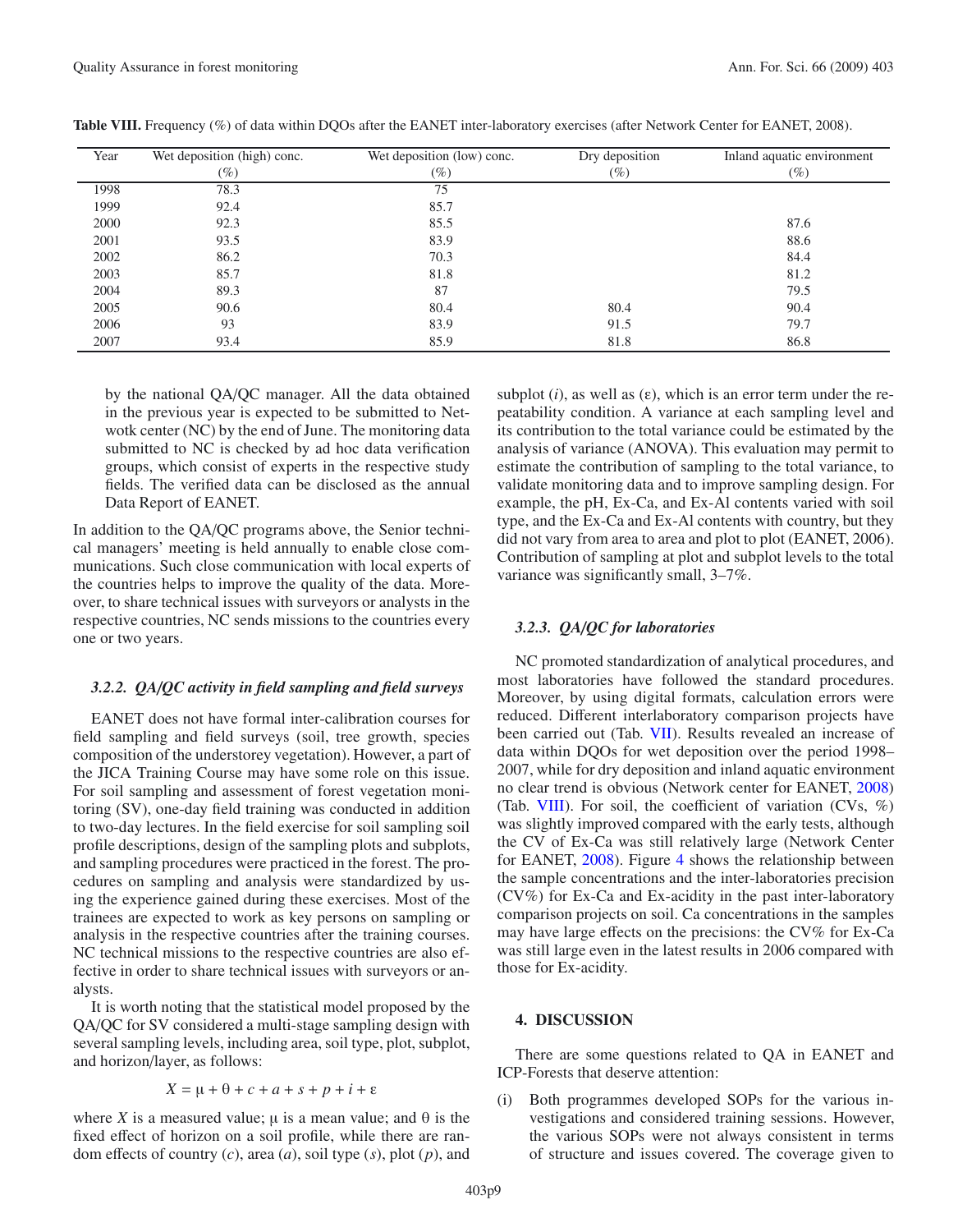**Table VIII.** Frequency (%) of data within DQOs after the EANET inter-laboratory exercises (after Network Center for EANET, 2008).

| Year | Wet deposition (high) conc. (%) | Wet deposition (low) conc. (%) | Dry deposition (%) | Inland aquatic environment (%) |
|---|---|---|---|---|
| 1998 | 78.3 | 75 | | |
| 1999 | 92.4 | 85.7 | | |
| 2000 | 92.3 | 85.5 | | 87.6 |
| 2001 | 93.5 | 83.9 | | 88.6 |
| 2002 | 86.2 | 70.3 | | 84.4 |
| 2003 | 85.7 | 81.8 | | 81.2 |
| 2004 | 89.3 | 87 | | 79.5 |
| 2005 | 90.6 | 80.4 | 80.4 | 90.4 |
| 2006 | 93 | 83.9 | 91.5 | 79.7 |
| 2007 | 93.4 | 85.9 | 81.8 | 86.8 |

by the national QA/QC manager. All the data obtained in the previous year is expected to be submitted to Netwotk center (NC) by the end of June. The monitoring data submitted to NC is checked by ad hoc data verification groups, which consist of experts in the respective study fields. The verified data can be disclosed as the annual Data Report of EANET.

In addition to the QA/QC programs above, the Senior technical managers' meeting is held annually to enable close communications. Such close communication with local experts of the countries helps to improve the quality of the data. Moreover, to share technical issues with surveyors or analysts in the respective countries, NC sends missions to the countries every one or two years.

### *3.2.2. QA/QC activity in field sampling and field surveys*

EANET does not have formal inter-calibration courses for field sampling and field surveys (soil, tree growth, species composition of the understorey vegetation). However, a part of the JICA Training Course may have some role on this issue. For soil sampling and assessment of forest vegetation monitoring (SV), one-day field training was conducted in addition to two-day lectures. In the field exercise for soil sampling soil profile descriptions, design of the sampling plots and subplots, and sampling procedures were practiced in the forest. The procedures on sampling and analysis were standardized by using the experience gained during these exercises. Most of the trainees are expected to work as key persons on sampling or analysis in the respective countries after the training courses. NC technical missions to the respective countries are also effective in order to share technical issues with surveyors or analysts.

It is worth noting that the statistical model proposed by the QA/QC for SV considered a multi-stage sampling design with several sampling levels, including area, soil type, plot, subplot, and horizon/layer, as follows:

$$X = \mu + \theta + c + a + s + p + i + \varepsilon$$

where $X$ is a measured value; $\mu$ is a mean value; and $\theta$ is the fixed effect of horizon on a soil profile, while there are random effects of country ($c$), area ($a$), soil type ($s$), plot ($p$), and subplot ($i$), as well as ($\varepsilon$), which is an error term under the repeatability condition. A variance at each sampling level and its contribution to the total variance could be estimated by the analysis of variance (ANOVA). This evaluation may permit to estimate the contribution of sampling to the total variance, to validate monitoring data and to improve sampling design. For example, the pH, Ex-Ca, and Ex-Al contents varied with soil type, and the Ex-Ca and Ex-Al contents with country, but they did not vary from area to area and plot to plot (EANET, 2006). Contribution of sampling at plot and subplot levels to the total variance was significantly small, 3–7%.

### *3.2.3. QA/QC for laboratories*

NC promoted standardization of analytical procedures, and most laboratories have followed the standard procedures. Moreover, by using digital formats, calculation errors were reduced. Different interlaboratory comparison projects have been carried out (Tab. VII). Results revealed an increase of data within DQOs for wet deposition over the period 1998–2007, while for dry deposition and inland aquatic environment no clear trend is obvious (Network center for EANET, 2008) (Tab. VIII). For soil, the coefficient of variation (CVs, %) was slightly improved compared with the early tests, although the CV of Ex-Ca was still relatively large (Network Center for EANET, 2008). Figure 4 shows the relationship between the sample concentrations and the inter-laboratories precision (CV%) for Ex-Ca and Ex-acidity in the past inter-laboratory comparison projects on soil. Ca concentrations in the samples may have large effects on the precisions: the CV% for Ex-Ca was still large even in the latest results in 2006 compared with those for Ex-acidity.

## 4. DISCUSSION

There are some questions related to QA in EANET and ICP-Forests that deserve attention:

(i) Both programmes developed SOPs for the various investigations and considered training sessions. However, the various SOPs were not always consistent in terms of structure and issues covered. The coverage given to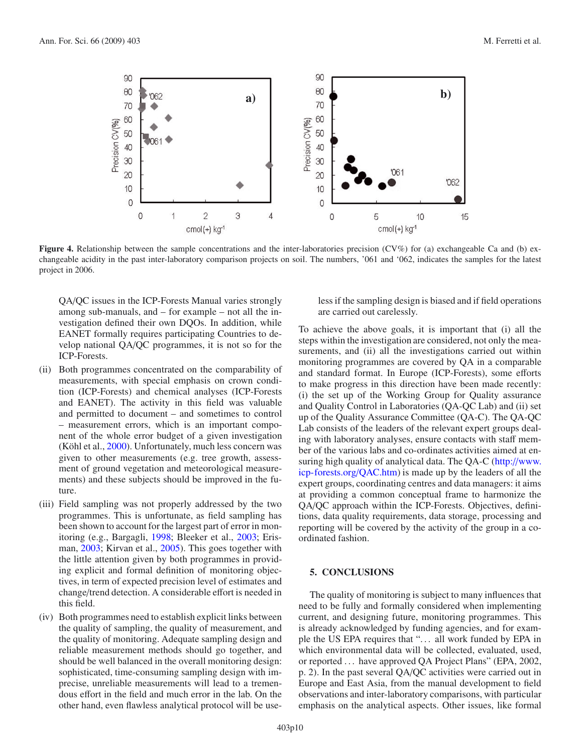a)

90
80
70
60
50
40
30
20
10
0

Precision CV(%)

'062
'061

0 1 2 3 4

cmol(+) kg$^{-1}$

b)

90
80
70
60
50
40
30
20
10
0

Precision CV(%)

'061
'062

0 5 10 15

cmol(+) kg$^{-1}$

**Figure 4.** Relationship between the sample concentrations and the inter-laboratories precision (CV%) for (a) exchangeable Ca and (b) exchangeable acidity in the past inter-laboratory comparison projects on soil. The numbers, '061 and '062, indicates the samples for the latest project in 2006.

QA/QC issues in the ICP-Forests Manual varies strongly among sub-manuals, and – for example – not all the investigation defined their own DQOs. In addition, while EANET formally requires participating Countries to develop national QA/QC programmes, it is not so for the ICP-Forests.

(ii) Both programmes concentrated on the comparability of measurements, with special emphasis on crown condition (ICP-Forests) and chemical analyses (ICP-Forests and EANET). The activity in this field was valuable and permitted to document – and sometimes to control – measurement errors, which is an important component of the whole error budget of a given investigation (Köhl et al., 2000). Unfortunately, much less concern was given to other measurements (e.g. tree growth, assessment of ground vegetation and meteorological measurements) and these subjects should be improved in the future.

(iii) Field sampling was not properly addressed by the two programmes. This is unfortunate, as field sampling has been shown to account for the largest part of error in monitoring (e.g., Bargagli, 1998; Bleeker et al., 2003; Erisman, 2003; Kirvan et al., 2005). This goes together with the little attention given by both programmes in providing explicit and formal definition of monitoring objectives, in term of expected precision level of estimates and change/trend detection. A considerable effort is needed in this field.

(iv) Both programmes need to establish explicit links between the quality of sampling, the quality of measurement, and the quality of monitoring. Adequate sampling design and reliable measurement methods should go together, and should be well balanced in the overall monitoring design: sophisticated, time-consuming sampling design with imprecise, unreliable measurements will lead to a tremendous effort in the field and much error in the lab. On the other hand, even flawless analytical protocol will be useless if the sampling design is biased and if field operations are carried out carelessly.

To achieve the above goals, it is important that (i) all the steps within the investigation are considered, not only the measurements, and (ii) all the investigations carried out within monitoring programmes are covered by QA in a comparable and standard format. In Europe (ICP-Forests), some efforts to make progress in this direction have been made recently: (i) the set up of the Working Group for Quality assurance and Quality Control in Laboratories (QA-QC Lab) and (ii) set up of the Quality Assurance Committee (QA-C). The QA-QC Lab consists of the leaders of the relevant expert groups dealing with laboratory analyses, ensure contacts with staff member of the various labs and co-ordinates activities aimed at ensuring high quality of analytical data. The QA-C (http://www.icp-forests.org/QAC.htm) is made up by the leaders of all the expert groups, coordinating centres and data managers: it aims at providing a common conceptual frame to harmonize the QA/QC approach within the ICP-Forests. Objectives, definitions, data quality requirements, data storage, processing and reporting will be covered by the activity of the group in a coordinated fashion.

## 5. CONCLUSIONS

The quality of monitoring is subject to many influences that need to be fully and formally considered when implementing current, and designing future, monitoring programmes. This is already acknowledged by funding agencies, and for example the US EPA requires that "... all work funded by EPA in which environmental data will be collected, evaluated, used, or reported ... have approved QA Project Plans" (EPA, 2002, p. 2). In the past several QA/QC activities were carried out in Europe and East Asia, from the manual development to field observations and inter-laboratory comparisons, with particular emphasis on the analytical aspects. Other issues, like formal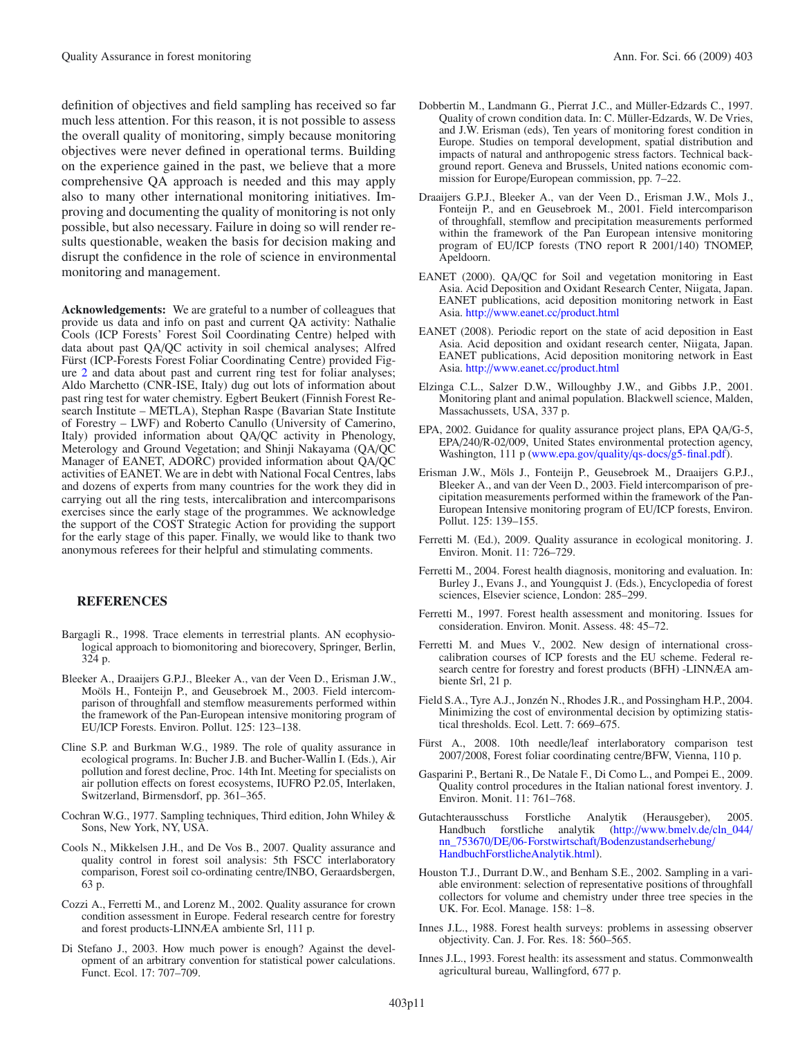definition of objectives and field sampling has received so far much less attention. For this reason, it is not possible to assess the overall quality of monitoring, simply because monitoring objectives were never defined in operational terms. Building on the experience gained in the past, we believe that a more comprehensive QA approach is needed and this may apply also to many other international monitoring initiatives. Improving and documenting the quality of monitoring is not only possible, but also necessary. Failure in doing so will render results questionable, weaken the basis for decision making and disrupt the confidence in the role of science in environmental monitoring and management.

**Acknowledgements:** We are grateful to a number of colleagues that provide us data and info on past and current QA activity: Nathalie Cools (ICP Forests' Forest Soil Coordinating Centre) helped with data about past QA/QC activity in soil chemical analyses; Alfred Fürst (ICP-Forests Forest Foliar Coordinating Centre) provided Figure 2 and data about past and current ring test for foliar analyses; Aldo Marchetto (CNR-ISE, Italy) dug out lots of information about past ring test for water chemistry. Egbert Beukert (Finnish Forest Research Institute – METLA), Stephan Raspe (Bavarian State Institute of Forestry – LWF) and Roberto Canullo (University of Camerino, Italy) provided information about QA/QC activity in Phenology, Meterology and Ground Vegetation; and Shinji Nakayama (QA/QC Manager of EANET, ADORC) provided information about QA/QC activities of EANET. We are in debt with National Focal Centres, labs and dozens of experts from many countries for the work they did in carrying out all the ring tests, intercalibration and intercomparisons exercises since the early stage of the programmes. We acknowledge the support of the COST Strategic Action for providing the support for the early stage of this paper. Finally, we would like to thank two anonymous referees for their helpful and stimulating comments.

## REFERENCES

Bargagli R., 1998. Trace elements in terrestrial plants. AN ecophysiological approach to biomonitoring and biorecovery, Springer, Berlin, 324 p.

Bleeker A., Draaijers G.P.J., Bleeker A., van der Veen D., Erisman J.W., Moöls H., Fonteijn P., and Geusebroek M., 2003. Field intercomparison of throughfall and stemflow measurements performed within the framework of the Pan-European intensive monitoring program of EU/ICP Forests. Environ. Pollut. 125: 123–138.

Cline S.P. and Burkman W.G., 1989. The role of quality assurance in ecological programs. In: Bucher J.B. and Bucher-Wallin I. (Eds.), Air pollution and forest decline, Proc. 14th Int. Meeting for specialists on air pollution effects on forest ecosystems, IUFRO P2.05, Interlaken, Switzerland, Birmensdorf, pp. 361–365.

Cochran W.G., 1977. Sampling techniques, Third edition, John Whiley & Sons, New York, NY, USA.

Cools N., Mikkelsen J.H., and De Vos B., 2007. Quality assurance and quality control in forest soil analysis: 5th FSCC interlaboratory comparison, Forest soil co-ordinating centre/INBO, Geraardsbergen, 63 p.

Cozzi A., Ferretti M., and Lorenz M., 2002. Quality assurance for crown condition assessment in Europe. Federal research centre for forestry and forest products-LINNÆA ambiente Srl, 111 p.

Di Stefano J., 2003. How much power is enough? Against the development of an arbitrary convention for statistical power calculations. Funct. Ecol. 17: 707–709.

Dobbertin M., Landmann G., Pierrat J.C., and Müller-Edzards C., 1997. Quality of crown condition data. In: C. Müller-Edzards, W. De Vries, and J.W. Erisman (eds), Ten years of monitoring forest condition in Europe. Studies on temporal development, spatial distribution and impacts of natural and anthropogenic stress factors. Technical background report. Geneva and Brussels, United nations economic commission for Europe/European commission, pp. 7–22.

Draaijers G.P.J., Bleeker A., van der Veen D., Erisman J.W., Mols J., Fonteijn P., and en Geusebroek M., 2001. Field intercomparison of throughfall, stemflow and precipitation measurements performed within the framework of the Pan European intensive monitoring program of EU/ICP forests (TNO report R 2001/140) TNOMEP, Apeldoorn.

EANET (2000). QA/QC for Soil and vegetation monitoring in East Asia. Acid Deposition and Oxidant Research Center, Niigata, Japan. EANET publications, acid deposition monitoring network in East Asia. http://www.eanet.cc/product.html

EANET (2008). Periodic report on the state of acid deposition in East Asia. Acid deposition and oxidant research center, Niigata, Japan. EANET publications, Acid deposition monitoring network in East Asia. http://www.eanet.cc/product.html

Elzinga C.L., Salzer D.W., Willoughby J.W., and Gibbs J.P., 2001. Monitoring plant and animal population. Blackwell science, Malden, Massachussets, USA, 337 p.

EPA, 2002. Guidance for quality assurance project plans, EPA QA/G-5, EPA/240/R-02/009, United States environmental protection agency, Washington, 111 p (www.epa.gov/quality/qs-docs/g5-final.pdf).

Erisman J.W., Möls J., Fonteijn P., Geusebroek M., Draaijers G.P.J., Bleeker A., and van der Veen D., 2003. Field intercomparison of precipitation measurements performed within the framework of the Pan-European Intensive monitoring program of EU/ICP forests, Environ. Pollut. 125: 139–155.

Ferretti M. (Ed.), 2009. Quality assurance in ecological monitoring. J. Environ. Monit. 11: 726–729.

Ferretti M., 2004. Forest health diagnosis, monitoring and evaluation. In: Burley J., Evans J., and Youngquist J. (Eds.), Encyclopedia of forest sciences, Elsevier science, London: 285–299.

Ferretti M., 1997. Forest health assessment and monitoring. Issues for consideration. Environ. Monit. Assess. 48: 45–72.

Ferretti M. and Mues V., 2002. New design of international cross-calibration courses of ICP forests and the EU scheme. Federal research centre for forestry and forest products (BFH) -LINNÆA ambiente Srl, 21 p.

Field S.A., Tyre A.J., Jonzén N., Rhodes J.R., and Possingham H.P., 2004. Minimizing the cost of environmental decision by optimizing statistical thresholds. Ecol. Lett. 7: 669–675.

Fürst A., 2008. 10th needle/leaf interlaboratory comparison test 2007/2008, Forest foliar coordinating centre/BFW, Vienna, 110 p.

Gasparini P., Bertani R., De Natale F., Di Como L., and Pompei E., 2009. Quality control procedures in the Italian national forest inventory. J. Environ. Monit. 11: 761–768.

Gutachterausschuss Forstliche Analytik (Herausgeber), 2005. Handbuch forstliche analytik (http://www.bmelv.de/cln_044/nn_753670/DE/06-Forstwirtschaft/Bodenzustandserhebung/HandbuchForstlicheAnalytik.html).

Houston T.J., Durrant D.W., and Benham S.E., 2002. Sampling in a variable environment: selection of representative positions of throughfall collectors for volume and chemistry under three tree species in the UK. For. Ecol. Manage. 158: 1–8.

Innes J.L., 1988. Forest health surveys: problems in assessing observer objectivity. Can. J. For. Res. 18: 560–565.

Innes J.L., 1993. Forest health: its assessment and status. Commonwealth agricultural bureau, Wallingford, 677 p.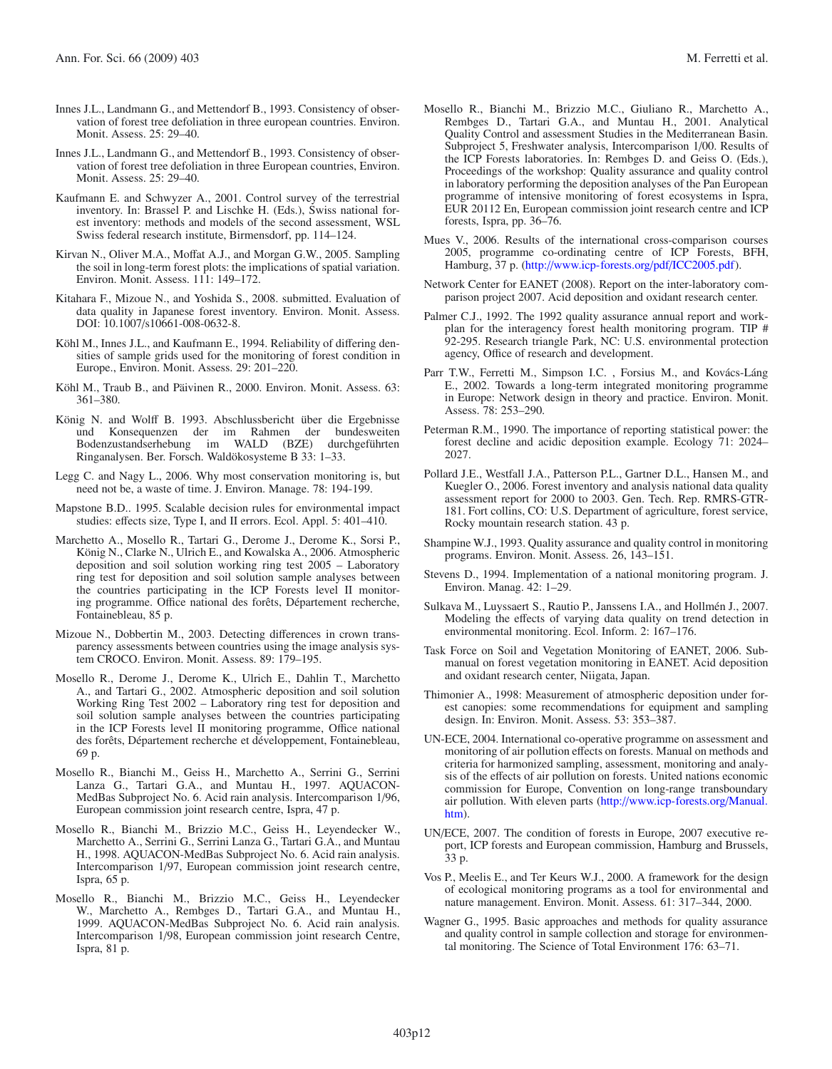Innes J.L., Landmann G., and Mettendorf B., 1993. Consistency of observation of forest tree defoliation in three european countries. Environ. Monit. Assess. 25: 29–40.

Innes J.L., Landmann G., and Mettendorf B., 1993. Consistency of observation of forest tree defoliation in three European countries, Environ. Monit. Assess. 25: 29–40.

Kaufmann E. and Schwyzer A., 2001. Control survey of the terrestrial inventory. In: Brassel P. and Lischke H. (Eds.), Swiss national forest inventory: methods and models of the second assessment, WSL Swiss federal research institute, Birmensdorf, pp. 114–124.

Kirvan N., Oliver M.A., Moffat A.J., and Morgan G.W., 2005. Sampling the soil in long-term forest plots: the implications of spatial variation. Environ. Monit. Assess. 111: 149–172.

Kitahara F., Mizoue N., and Yoshida S., 2008. submitted. Evaluation of data quality in Japanese forest inventory. Environ. Monit. Assess. DOI: 10.1007/s10661-008-0632-8.

Köhl M., Innes J.L., and Kaufmann E., 1994. Reliability of differing densities of sample grids used for the monitoring of forest condition in Europe., Environ. Monit. Assess. 29: 201–220.

Köhl M., Traub B., and Päivinen R., 2000. Environ. Monit. Assess. 63: 361–380.

König N. and Wolff B. 1993. Abschlussbericht über die Ergebnisse und Konsequenzen der im Rahmen der bundesweiten Bodenzustandserhebung im WALD (BZE) durchgeführten Ringanalysen. Ber. Forsch. Waldökosysteme B 33: 1–33.

Legg C. and Nagy L., 2006. Why most conservation monitoring is, but need not be, a waste of time. J. Environ. Manage. 78: 194-199.

Mapstone B.D.. 1995. Scalable decision rules for environmental impact studies: effects size, Type I, and II errors. Ecol. Appl. 5: 401–410.

Marchetto A., Mosello R., Tartari G., Derome J., Derome K., Sorsi P., König N., Clarke N., Ulrich E., and Kowalska A., 2006. Atmospheric deposition and soil solution working ring test 2005 – Laboratory ring test for deposition and soil solution sample analyses between the countries participating in the ICP Forests level II monitoring programme. Office national des forêts, Département recherche, Fontainebleau, 85 p.

Mizoue N., Dobbertin M., 2003. Detecting differences in crown transparency assessments between countries using the image analysis system CROCO. Environ. Monit. Assess. 89: 179–195.

Mosello R., Derome J., Derome K., Ulrich E., Dahlin T., Marchetto A., and Tartari G., 2002. Atmospheric deposition and soil solution Working Ring Test 2002 – Laboratory ring test for deposition and soil solution sample analyses between the countries participating in the ICP Forests level II monitoring programme, Office national des forêts, Département recherche et développement, Fontainebleau, 69 p.

Mosello R., Bianchi M., Geiss H., Marchetto A., Serrini G., Serrini Lanza G., Tartari G.A., and Muntau H., 1997. AQUACON-MedBas Subproject No. 6. Acid rain analysis. Intercomparison 1/96, European commission joint research centre, Ispra, 47 p.

Mosello R., Bianchi M., Brizzio M.C., Geiss H., Leyendecker W., Marchetto A., Serrini G., Serrini Lanza G., Tartari G.A., and Muntau H., 1998. AQUACON-MedBas Subproject No. 6. Acid rain analysis. Intercomparison 1/97, European commission joint research centre, Ispra, 65 p.

Mosello R., Bianchi M., Brizzio M.C., Geiss H., Leyendecker W., Marchetto A., Rembges D., Tartari G.A., and Muntau H., 1999. AQUACON-MedBas Subproject No. 6. Acid rain analysis. Intercomparison 1/98, European commission joint research Centre, Ispra, 81 p.

Mosello R., Bianchi M., Brizzio M.C., Giuliano R., Marchetto A., Rembges D., Tartari G.A., and Muntau H., 2001. Analytical Quality Control and assessment Studies in the Mediterranean Basin. Subproject 5, Freshwater analysis, Intercomparison 1/00. Results of the ICP Forests laboratories. In: Rembges D. and Geiss O. (Eds.), Proceedings of the workshop: Quality assurance and quality control in laboratory performing the deposition analyses of the Pan European programme of intensive monitoring of forest ecosystems in Ispra, EUR 20112 En, European commission joint research centre and ICP forests, Ispra, pp. 36–76.

Mues V., 2006. Results of the international cross-comparison courses 2005, programme co-ordinating centre of ICP Forests, BFH, Hamburg, 37 p. (http://www.icp-forests.org/pdf/ICC2005.pdf).

Network Center for EANET (2008). Report on the inter-laboratory comparison project 2007. Acid deposition and oxidant research center.

Palmer C.J., 1992. The 1992 quality assurance annual report and workplan for the interagency forest health monitoring program. TIP # 92-295. Research triangle Park, NC: U.S. environmental protection agency, Office of research and development.

Parr T.W., Ferretti M., Simpson I.C. , Forsius M., and Kovács-Láng E., 2002. Towards a long-term integrated monitoring programme in Europe: Network design in theory and practice. Environ. Monit. Assess. 78: 253–290.

Peterman R.M., 1990. The importance of reporting statistical power: the forest decline and acidic deposition example. Ecology 71: 2024–2027.

Pollard J.E., Westfall J.A., Patterson P.L., Gartner D.L., Hansen M., and Kuegler O., 2006. Forest inventory and analysis national data quality assessment report for 2000 to 2003. Gen. Tech. Rep. RMRS-GTR-181. Fort collins, CO: U.S. Department of agriculture, forest service, Rocky mountain research station. 43 p.

Shampine W.J., 1993. Quality assurance and quality control in monitoring programs. Environ. Monit. Assess. 26, 143–151.

Stevens D., 1994. Implementation of a national monitoring program. J. Environ. Manag. 42: 1–29.

Sulkava M., Luyssaert S., Rautio P., Janssens I.A., and Hollmén J., 2007. Modeling the effects of varying data quality on trend detection in environmental monitoring. Ecol. Inform. 2: 167–176.

Task Force on Soil and Vegetation Monitoring of EANET, 2006. Submanual on forest vegetation monitoring in EANET. Acid deposition and oxidant research center, Niigata, Japan.

Thimonier A., 1998: Measurement of atmospheric deposition under forest canopies: some recommendations for equipment and sampling design. In: Environ. Monit. Assess. 53: 353–387.

UN-ECE, 2004. International co-operative programme on assessment and monitoring of air pollution effects on forests. Manual on methods and criteria for harmonized sampling, assessment, monitoring and analysis of the effects of air pollution on forests. United nations economic commission for Europe, Convention on long-range transboundary air pollution. With eleven parts (http://www.icp-forests.org/Manual.htm).

UN/ECE, 2007. The condition of forests in Europe, 2007 executive report, ICP forests and European commission, Hamburg and Brussels, 33 p.

Vos P., Meelis E., and Ter Keurs W.J., 2000. A framework for the design of ecological monitoring programs as a tool for environmental and nature management. Environ. Monit. Assess. 61: 317–344, 2000.

Wagner G., 1995. Basic approaches and methods for quality assurance and quality control in sample collection and storage for environmental monitoring. The Science of Total Environment 176: 63–71.